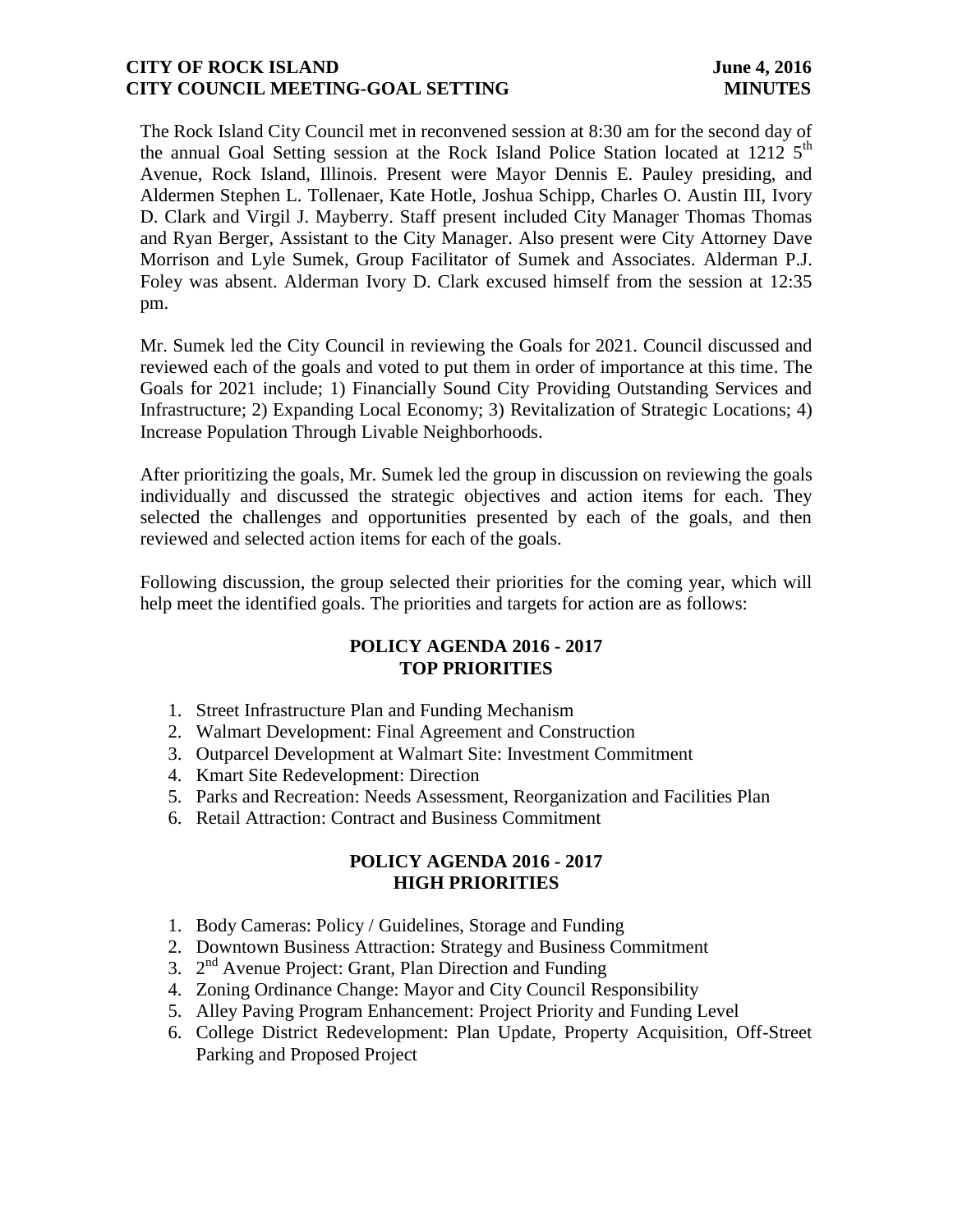**CITY OF ROCK ISLAND** **June 4, 2016**
**CITY COUNCIL MEETING-GOAL SETTING** **MINUTES**

The Rock Island City Council met in reconvened session at 8:30 am for the second day of the annual Goal Setting session at the Rock Island Police Station located at 1212 5th Avenue, Rock Island, Illinois. Present were Mayor Dennis E. Pauley presiding, and Aldermen Stephen L. Tollenaer, Kate Hotle, Joshua Schipp, Charles O. Austin III, Ivory D. Clark and Virgil J. Mayberry. Staff present included City Manager Thomas Thomas and Ryan Berger, Assistant to the City Manager. Also present were City Attorney Dave Morrison and Lyle Sumek, Group Facilitator of Sumek and Associates. Alderman P.J. Foley was absent. Alderman Ivory D. Clark excused himself from the session at 12:35 pm.

Mr. Sumek led the City Council in reviewing the Goals for 2021. Council discussed and reviewed each of the goals and voted to put them in order of importance at this time. The Goals for 2021 include; 1) Financially Sound City Providing Outstanding Services and Infrastructure; 2) Expanding Local Economy; 3) Revitalization of Strategic Locations; 4) Increase Population Through Livable Neighborhoods.

After prioritizing the goals, Mr. Sumek led the group in discussion on reviewing the goals individually and discussed the strategic objectives and action items for each. They selected the challenges and opportunities presented by each of the goals, and then reviewed and selected action items for each of the goals.

Following discussion, the group selected their priorities for the coming year, which will help meet the identified goals. The priorities and targets for action are as follows:

## POLICY AGENDA 2016 - 2017
## TOP PRIORITIES

1. Street Infrastructure Plan and Funding Mechanism
2. Walmart Development: Final Agreement and Construction
3. Outparcel Development at Walmart Site: Investment Commitment
4. Kmart Site Redevelopment: Direction
5. Parks and Recreation: Needs Assessment, Reorganization and Facilities Plan
6. Retail Attraction: Contract and Business Commitment

## POLICY AGENDA 2016 - 2017
## HIGH PRIORITIES

1. Body Cameras: Policy / Guidelines, Storage and Funding
2. Downtown Business Attraction: Strategy and Business Commitment
3. 2nd Avenue Project: Grant, Plan Direction and Funding
4. Zoning Ordinance Change: Mayor and City Council Responsibility
5. Alley Paving Program Enhancement: Project Priority and Funding Level
6. College District Redevelopment: Plan Update, Property Acquisition, Off-Street Parking and Proposed Project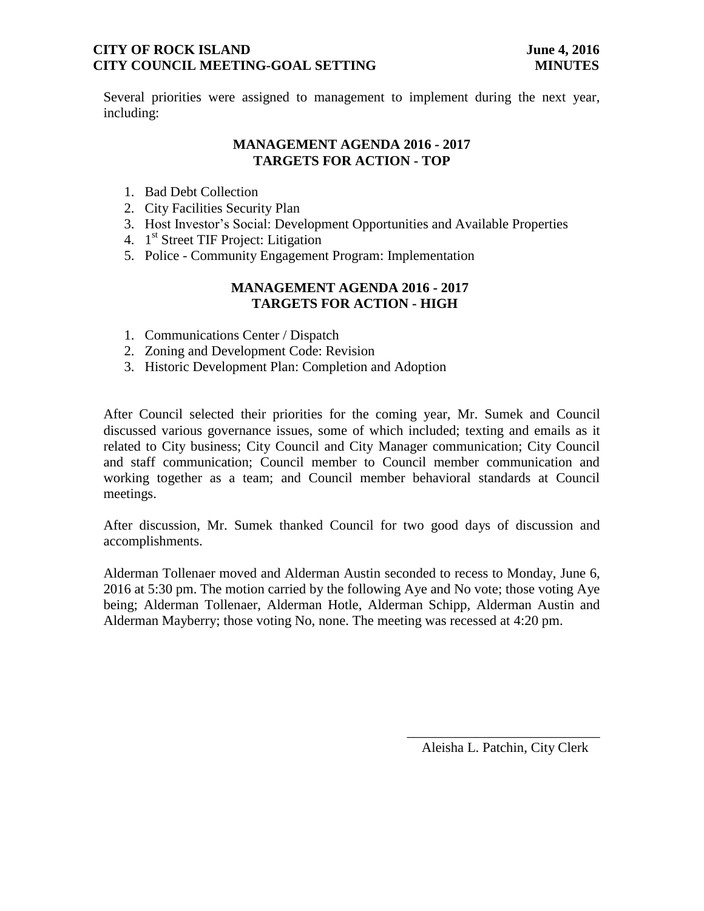Several priorities were assigned to management to implement during the next year, including:

**MANAGEMENT AGENDA 2016 - 2017**
**TARGETS FOR ACTION - TOP**

1. Bad Debt Collection
2. City Facilities Security Plan
3. Host Investor's Social: Development Opportunities and Available Properties
4. 1st Street TIF Project: Litigation
5. Police - Community Engagement Program: Implementation

**MANAGEMENT AGENDA 2016 - 2017**
**TARGETS FOR ACTION - HIGH**

1. Communications Center / Dispatch
2. Zoning and Development Code: Revision
3. Historic Development Plan: Completion and Adoption

After Council selected their priorities for the coming year, Mr. Sumek and Council discussed various governance issues, some of which included; texting and emails as it related to City business; City Council and City Manager communication; City Council and staff communication; Council member to Council member communication and working together as a team; and Council member behavioral standards at Council meetings.

After discussion, Mr. Sumek thanked Council for two good days of discussion and accomplishments.

Alderman Tollenaer moved and Alderman Austin seconded to recess to Monday, June 6, 2016 at 5:30 pm. The motion carried by the following Aye and No vote; those voting Aye being; Alderman Tollenaer, Alderman Hotle, Alderman Schipp, Alderman Austin and Alderman Mayberry; those voting No, none. The meeting was recessed at 4:20 pm.

\_\_\_\_\_\_\_\_\_\_\_\_\_\_\_\_\_\_\_\_\_\_\_\_\_\_\_\_\_\_
Aleisha L. Patchin, City Clerk